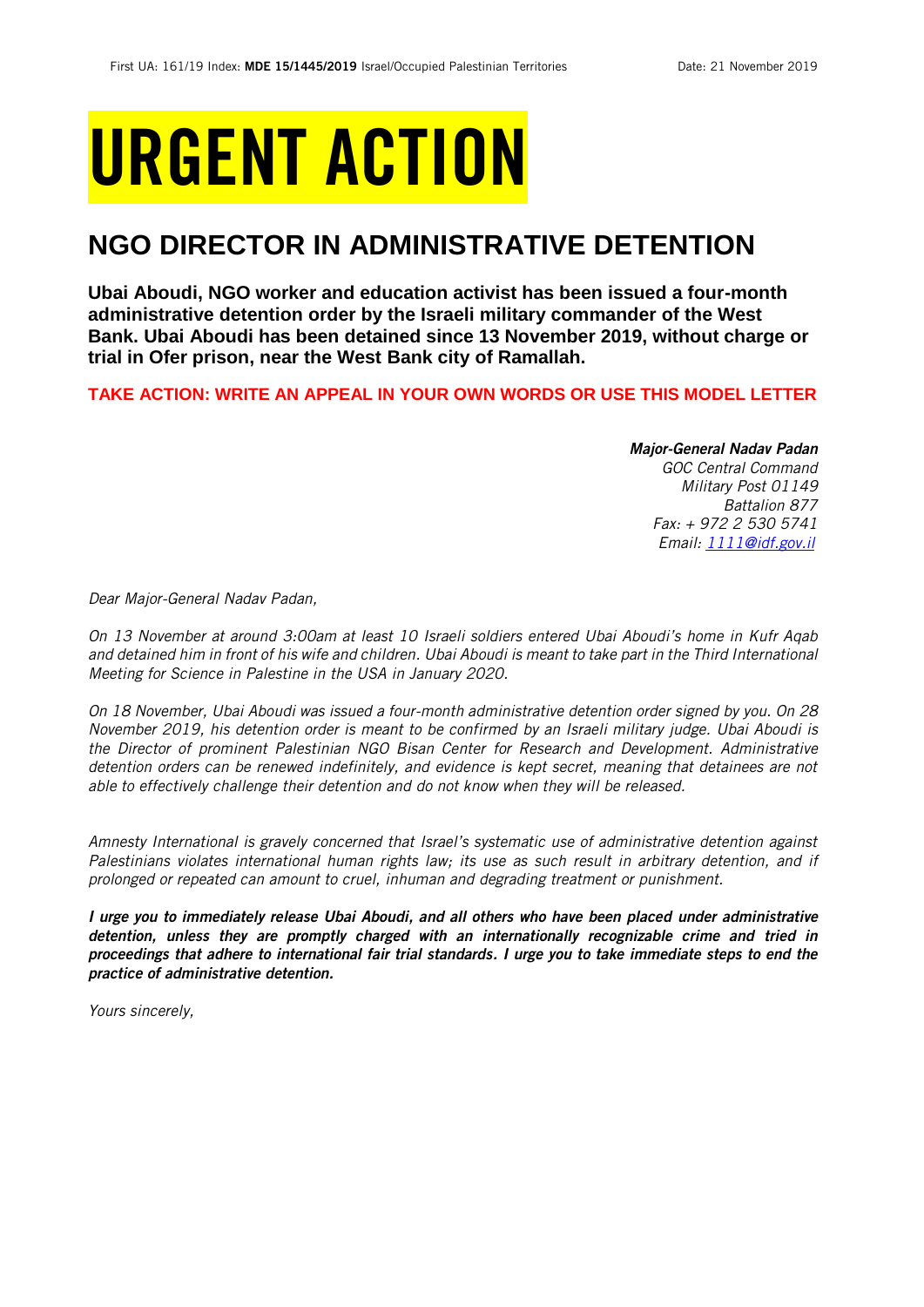First UA: 161/19 Index: **MDE 15/1445/2019** Israel/Occupied Palestinian Territories Date: 21 November 2019

# URGENT ACTION

## NGO DIRECTOR IN ADMINISTRATIVE DETENTION

**Ubai Aboudi, NGO worker and education activist has been issued a four-month administrative detention order by the Israeli military commander of the West Bank. Ubai Aboudi has been detained since 13 November 2019, without charge or trial in Ofer prison, near the West Bank city of Ramallah.**

**TAKE ACTION: WRITE AN APPEAL IN YOUR OWN WORDS OR USE THIS MODEL LETTER**

***Major-General Nadav Padan***
*GOC Central Command*
*Military Post 01149*
*Battalion 877*
*Fax: + 972 2 530 5741*
*Email: 1111@idf.gov.il*

*Dear Major-General Nadav Padan,*

*On 13 November at around 3:00am at least 10 Israeli soldiers entered Ubai Aboudi's home in Kufr Aqab and detained him in front of his wife and children. Ubai Aboudi is meant to take part in the Third International Meeting for Science in Palestine in the USA in January 2020.*

*On 18 November, Ubai Aboudi was issued a four-month administrative detention order signed by you. On 28 November 2019, his detention order is meant to be confirmed by an Israeli military judge. Ubai Aboudi is the Director of prominent Palestinian NGO Bisan Center for Research and Development. Administrative detention orders can be renewed indefinitely, and evidence is kept secret, meaning that detainees are not able to effectively challenge their detention and do not know when they will be released.*

*Amnesty International is gravely concerned that Israel's systematic use of administrative detention against Palestinians violates international human rights law; its use as such result in arbitrary detention, and if prolonged or repeated can amount to cruel, inhuman and degrading treatment or punishment.*

***I urge you to immediately release Ubai Aboudi, and all others who have been placed under administrative detention, unless they are promptly charged with an internationally recognizable crime and tried in proceedings that adhere to international fair trial standards. I urge you to take immediate steps to end the practice of administrative detention.***

*Yours sincerely,*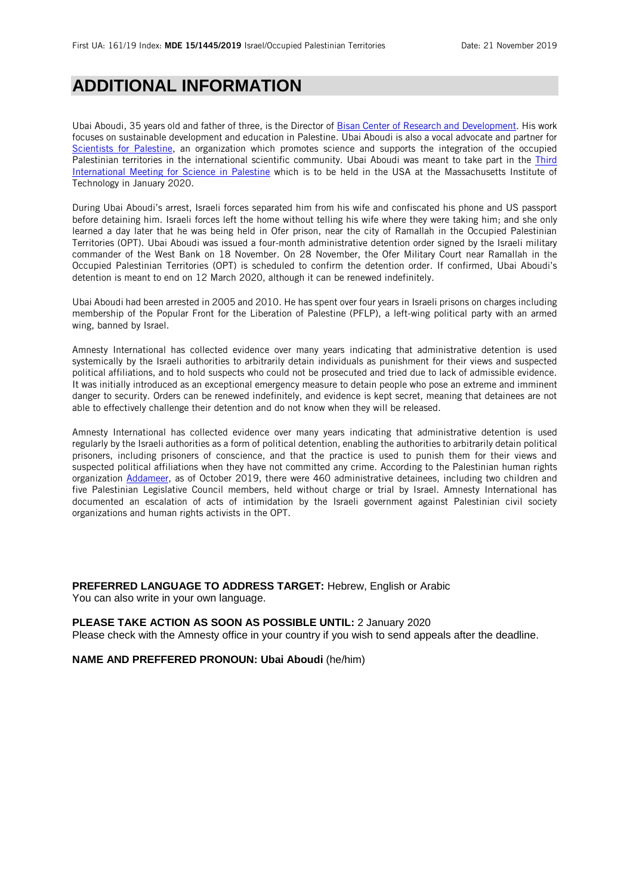# ADDITIONAL INFORMATION

Ubai Aboudi, 35 years old and father of three, is the Director of Bisan Center of Research and Development. His work focuses on sustainable development and education in Palestine. Ubai Aboudi is also a vocal advocate and partner for Scientists for Palestine, an organization which promotes science and supports the integration of the occupied Palestinian territories in the international scientific community. Ubai Aboudi was meant to take part in the Third International Meeting for Science in Palestine which is to be held in the USA at the Massachusetts Institute of Technology in January 2020.

During Ubai Aboudi's arrest, Israeli forces separated him from his wife and confiscated his phone and US passport before detaining him. Israeli forces left the home without telling his wife where they were taking him; and she only learned a day later that he was being held in Ofer prison, near the city of Ramallah in the Occupied Palestinian Territories (OPT). Ubai Aboudi was issued a four-month administrative detention order signed by the Israeli military commander of the West Bank on 18 November. On 28 November, the Ofer Military Court near Ramallah in the Occupied Palestinian Territories (OPT) is scheduled to confirm the detention order. If confirmed, Ubai Aboudi's detention is meant to end on 12 March 2020, although it can be renewed indefinitely.

Ubai Aboudi had been arrested in 2005 and 2010. He has spent over four years in Israeli prisons on charges including membership of the Popular Front for the Liberation of Palestine (PFLP), a left-wing political party with an armed wing, banned by Israel.

Amnesty International has collected evidence over many years indicating that administrative detention is used systemically by the Israeli authorities to arbitrarily detain individuals as punishment for their views and suspected political affiliations, and to hold suspects who could not be prosecuted and tried due to lack of admissible evidence. It was initially introduced as an exceptional emergency measure to detain people who pose an extreme and imminent danger to security. Orders can be renewed indefinitely, and evidence is kept secret, meaning that detainees are not able to effectively challenge their detention and do not know when they will be released.

Amnesty International has collected evidence over many years indicating that administrative detention is used regularly by the Israeli authorities as a form of political detention, enabling the authorities to arbitrarily detain political prisoners, including prisoners of conscience, and that the practice is used to punish them for their views and suspected political affiliations when they have not committed any crime. According to the Palestinian human rights organization Addameer, as of October 2019, there were 460 administrative detainees, including two children and five Palestinian Legislative Council members, held without charge or trial by Israel. Amnesty International has documented an escalation of acts of intimidation by the Israeli government against Palestinian civil society organizations and human rights activists in the OPT.

**PREFERRED LANGUAGE TO ADDRESS TARGET:** Hebrew, English or Arabic
You can also write in your own language.

**PLEASE TAKE ACTION AS SOON AS POSSIBLE UNTIL:** 2 January 2020
Please check with the Amnesty office in your country if you wish to send appeals after the deadline.

**NAME AND PREFFERED PRONOUN: Ubai Aboudi** (he/him)